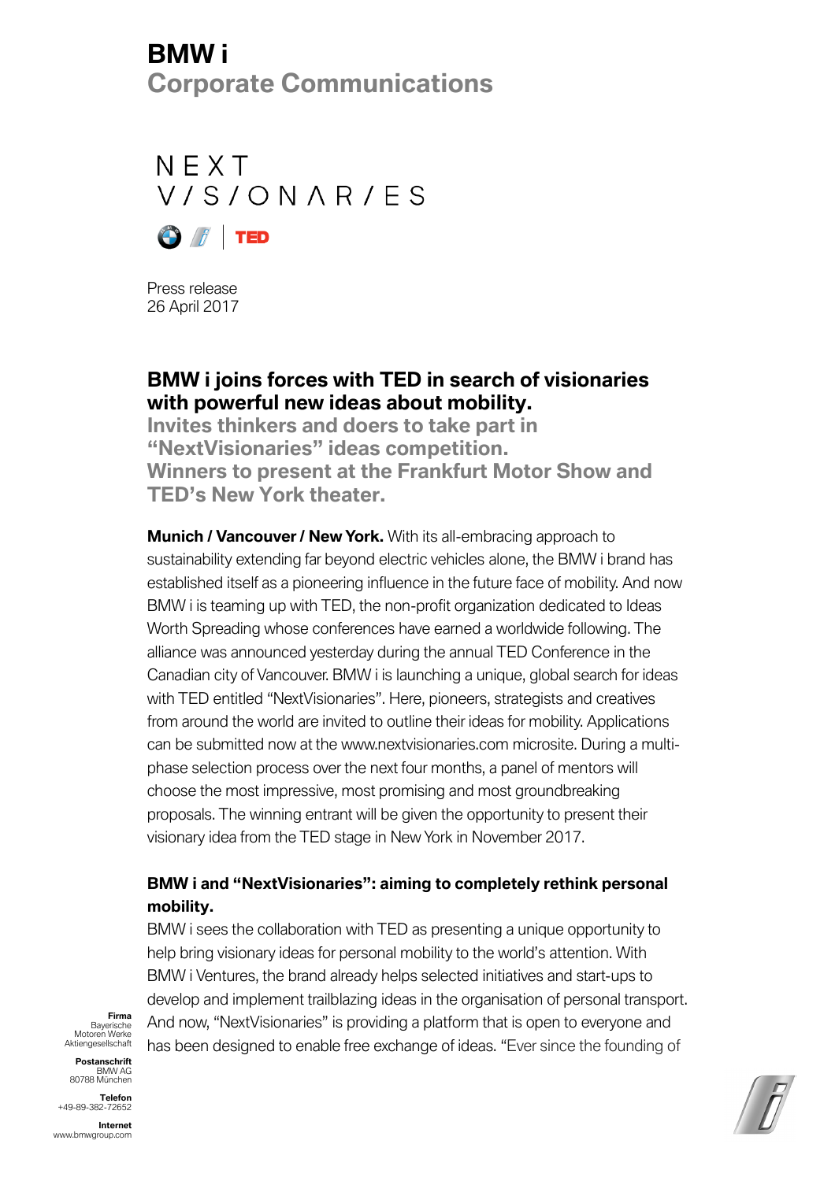# BMW i
## Corporate Communications

NEXT
V/S/ONΛR/ES

TED

Press release
26 April 2017

## BMW i joins forces with TED in search of visionaries with powerful new ideas about mobility.

**Invites thinkers and doers to take part in "NextVisionaries" ideas competition.**
**Winners to present at the Frankfurt Motor Show and TED's New York theater.**

**Munich / Vancouver / New York.** With its all-embracing approach to sustainability extending far beyond electric vehicles alone, the BMW i brand has established itself as a pioneering influence in the future face of mobility. And now BMW i is teaming up with TED, the non-profit organization dedicated to Ideas Worth Spreading whose conferences have earned a worldwide following. The alliance was announced yesterday during the annual TED Conference in the Canadian city of Vancouver. BMW i is launching a unique, global search for ideas with TED entitled "NextVisionaries". Here, pioneers, strategists and creatives from around the world are invited to outline their ideas for mobility. Applications can be submitted now at the www.nextvisionaries.com microsite. During a multi-phase selection process over the next four months, a panel of mentors will choose the most impressive, most promising and most groundbreaking proposals. The winning entrant will be given the opportunity to present their visionary idea from the TED stage in New York in November 2017.

### BMW i and "NextVisionaries": aiming to completely rethink personal mobility.

BMW i sees the collaboration with TED as presenting a unique opportunity to help bring visionary ideas for personal mobility to the world's attention. With BMW i Ventures, the brand already helps selected initiatives and start-ups to develop and implement trailblazing ideas in the organisation of personal transport. And now, "NextVisionaries" is providing a platform that is open to everyone and has been designed to enable free exchange of ideas. "Ever since the founding of

**Firma**
Bayerische
Motoren Werke
Aktiengesellschaft

**Postanschrift**
BMW AG
80788 München

**Telefon**
+49-89-382-72652

**Internet**
www.bmwgroup.com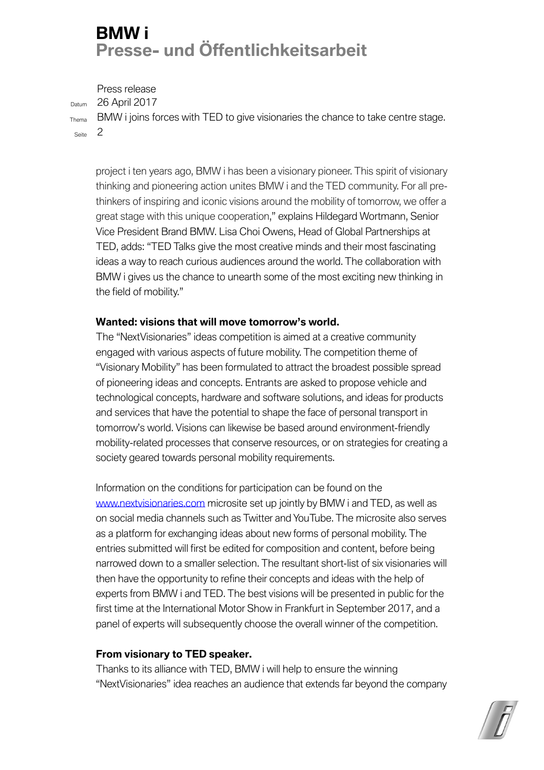project i ten years ago, BMW i has been a visionary pioneer. This spirit of visionary thinking and pioneering action unites BMW i and the TED community. For all pre-thinkers of inspiring and iconic visions around the mobility of tomorrow, we offer a great stage with this unique cooperation," explains Hildegard Wortmann, Senior Vice President Brand BMW. Lisa Choi Owens, Head of Global Partnerships at TED, adds: "TED Talks give the most creative minds and their most fascinating ideas a way to reach curious audiences around the world. The collaboration with BMW i gives us the chance to unearth some of the most exciting new thinking in the field of mobility."

**Wanted: visions that will move tomorrow's world.**

The "NextVisionaries" ideas competition is aimed at a creative community engaged with various aspects of future mobility. The competition theme of "Visionary Mobility" has been formulated to attract the broadest possible spread of pioneering ideas and concepts. Entrants are asked to propose vehicle and technological concepts, hardware and software solutions, and ideas for products and services that have the potential to shape the face of personal transport in tomorrow's world. Visions can likewise be based around environment-friendly mobility-related processes that conserve resources, or on strategies for creating a society geared towards personal mobility requirements.

Information on the conditions for participation can be found on the [www.nextvisionaries.com](http://www.nextvisionaries.com) microsite set up jointly by BMW i and TED, as well as on social media channels such as Twitter and YouTube. The microsite also serves as a platform for exchanging ideas about new forms of personal mobility. The entries submitted will first be edited for composition and content, before being narrowed down to a smaller selection. The resultant short-list of six visionaries will then have the opportunity to refine their concepts and ideas with the help of experts from BMW i and TED. The best visions will be presented in public for the first time at the International Motor Show in Frankfurt in September 2017, and a panel of experts will subsequently choose the overall winner of the competition.

**From visionary to TED speaker.**

Thanks to its alliance with TED, BMW i will help to ensure the winning "NextVisionaries" idea reaches an audience that extends far beyond the company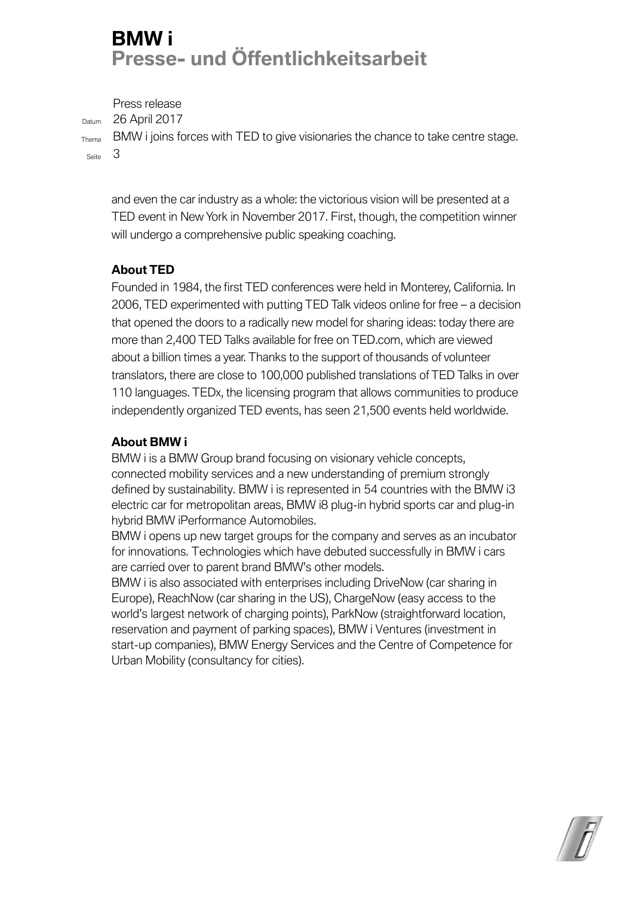and even the car industry as a whole: the victorious vision will be presented at a TED event in New York in November 2017. First, though, the competition winner will undergo a comprehensive public speaking coaching.

**About TED**

Founded in 1984, the first TED conferences were held in Monterey, California. In 2006, TED experimented with putting TED Talk videos online for free – a decision that opened the doors to a radically new model for sharing ideas: today there are more than 2,400 TED Talks available for free on TED.com, which are viewed about a billion times a year. Thanks to the support of thousands of volunteer translators, there are close to 100,000 published translations of TED Talks in over 110 languages. TEDx, the licensing program that allows communities to produce independently organized TED events, has seen 21,500 events held worldwide.

**About BMW i**

BMW i is a BMW Group brand focusing on visionary vehicle concepts, connected mobility services and a new understanding of premium strongly defined by sustainability. BMW i is represented in 54 countries with the BMW i3 electric car for metropolitan areas, BMW i8 plug-in hybrid sports car and plug-in hybrid BMW iPerformance Automobiles.

BMW i opens up new target groups for the company and serves as an incubator for innovations. Technologies which have debuted successfully in BMW i cars are carried over to parent brand BMW's other models.

BMW i is also associated with enterprises including DriveNow (car sharing in Europe), ReachNow (car sharing in the US), ChargeNow (easy access to the world's largest network of charging points), ParkNow (straightforward location, reservation and payment of parking spaces), BMW i Ventures (investment in start-up companies), BMW Energy Services and the Centre of Competence for Urban Mobility (consultancy for cities).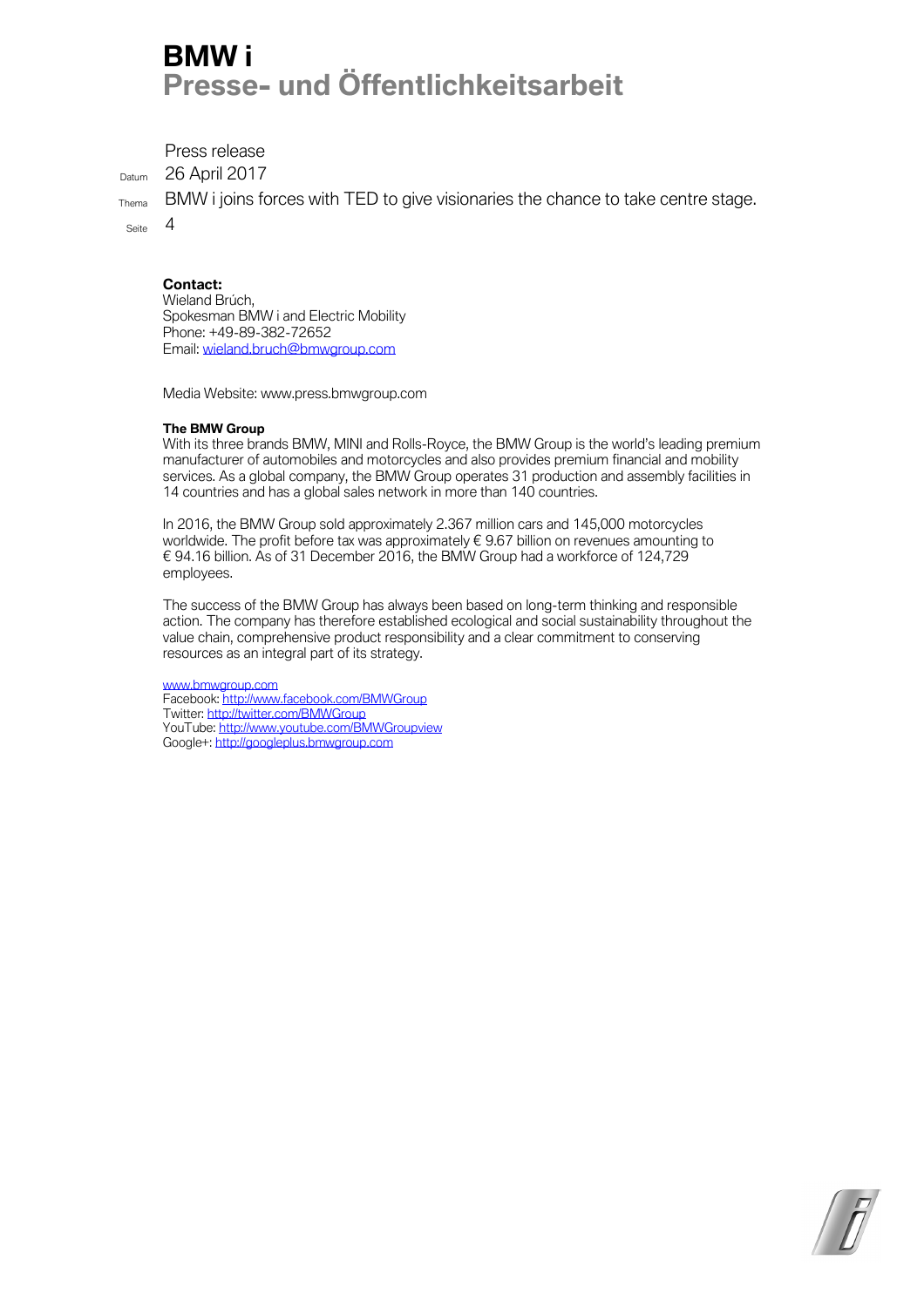**Contact:**
Wieland Brúch,
Spokesman BMW i and Electric Mobility
Phone: +49-89-382-72652
Email: wieland.bruch@bmwgroup.com

Media Website: www.press.bmwgroup.com

**The BMW Group**
With its three brands BMW, MINI and Rolls-Royce, the BMW Group is the world's leading premium manufacturer of automobiles and motorcycles and also provides premium financial and mobility services. As a global company, the BMW Group operates 31 production and assembly facilities in 14 countries and has a global sales network in more than 140 countries.

In 2016, the BMW Group sold approximately 2.367 million cars and 145,000 motorcycles worldwide. The profit before tax was approximately € 9.67 billion on revenues amounting to € 94.16 billion. As of 31 December 2016, the BMW Group had a workforce of 124,729 employees.

The success of the BMW Group has always been based on long-term thinking and responsible action. The company has therefore established ecological and social sustainability throughout the value chain, comprehensive product responsibility and a clear commitment to conserving resources as an integral part of its strategy.

www.bmwgroup.com
Facebook: http://www.facebook.com/BMWGroup
Twitter: http://twitter.com/BMWGroup
YouTube: http://www.youtube.com/BMWGroupview
Google+: http://googleplus.bmwgroup.com